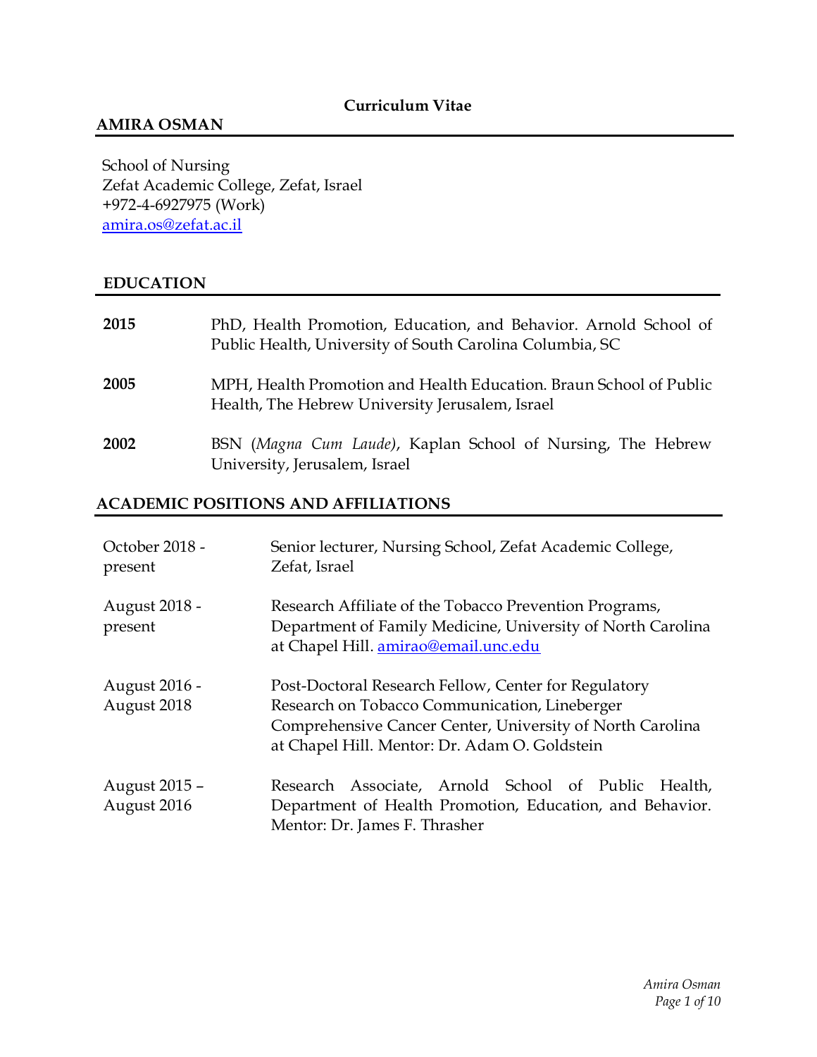**Curriculum Vitae**

# AMIRA OSMAN

School of Nursing
Zefat Academic College, Zefat, Israel
+972-4-6927975 (Work)
amira.os@zefat.ac.il

## EDUCATION

**2015** PhD, Health Promotion, Education, and Behavior. Arnold School of Public Health, University of South Carolina Columbia, SC

**2005** MPH, Health Promotion and Health Education. Braun School of Public Health, The Hebrew University Jerusalem, Israel

**2002** BSN (*Magna Cum Laude)*, Kaplan School of Nursing, The Hebrew University, Jerusalem, Israel

## ACADEMIC POSITIONS AND AFFILIATIONS

October 2018 - present: Senior lecturer, Nursing School, Zefat Academic College, Zefat, Israel

August 2018 - present: Research Affiliate of the Tobacco Prevention Programs, Department of Family Medicine, University of North Carolina at Chapel Hill. amirao@email.unc.edu

August 2016 - August 2018: Post-Doctoral Research Fellow, Center for Regulatory Research on Tobacco Communication, Lineberger Comprehensive Cancer Center, University of North Carolina at Chapel Hill. Mentor: Dr. Adam O. Goldstein

August 2015 – August 2016: Research Associate, Arnold School of Public Health, Department of Health Promotion, Education, and Behavior. Mentor: Dr. James F. Thrasher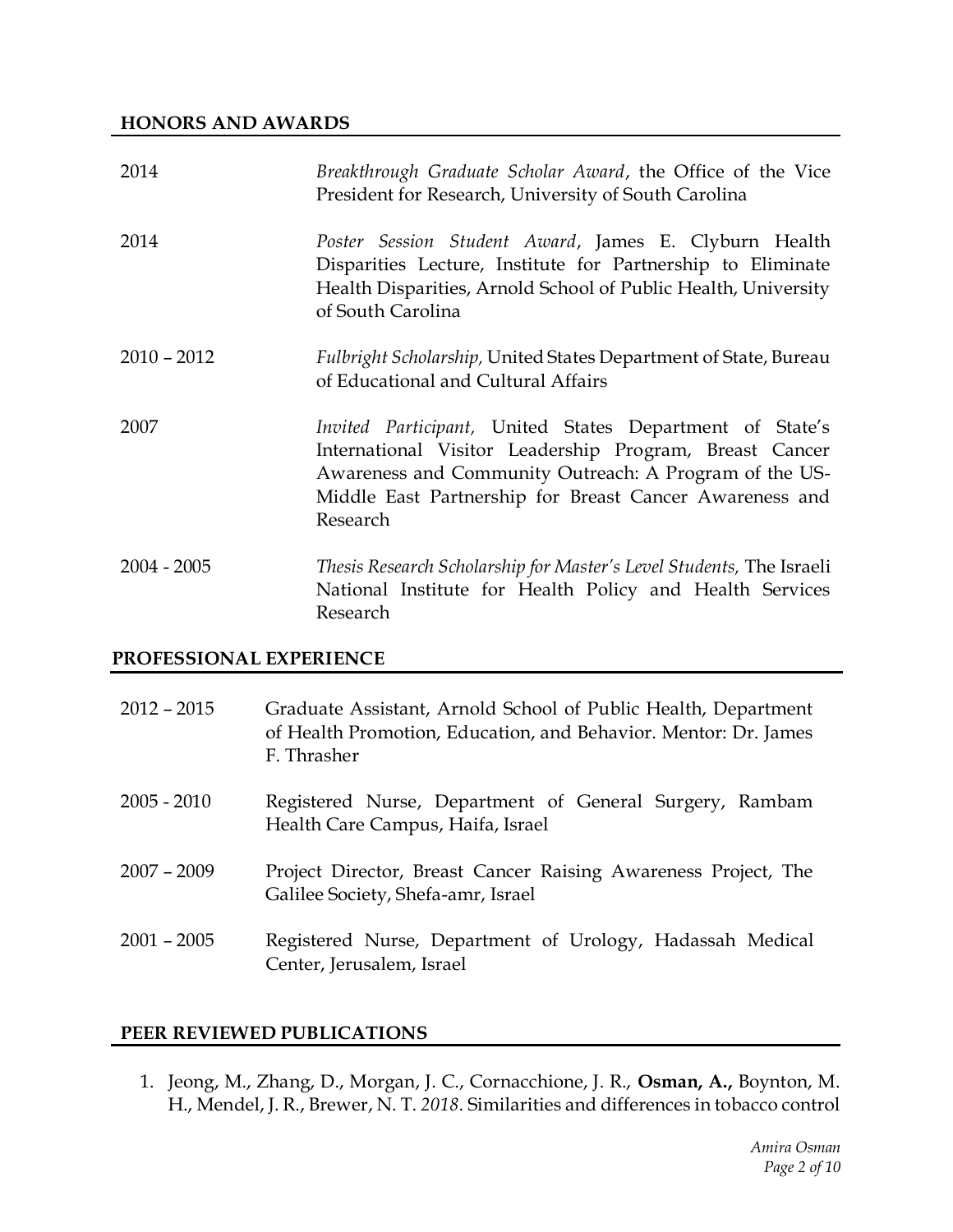## HONORS AND AWARDS

| | |
|---|---|
| 2014 | *Breakthrough Graduate Scholar Award*, the Office of the Vice President for Research, University of South Carolina |
| 2014 | *Poster Session Student Award*, James E. Clyburn Health Disparities Lecture, Institute for Partnership to Eliminate Health Disparities, Arnold School of Public Health, University of South Carolina |
| 2010 – 2012 | *Fulbright Scholarship,* United States Department of State, Bureau of Educational and Cultural Affairs |
| 2007 | *Invited Participant,* United States Department of State's International Visitor Leadership Program, Breast Cancer Awareness and Community Outreach: A Program of the US-Middle East Partnership for Breast Cancer Awareness and Research |
| 2004 - 2005 | *Thesis Research Scholarship for Master's Level Students,* The Israeli National Institute for Health Policy and Health Services Research |

## PROFESSIONAL EXPERIENCE

| | |
|---|---|
| 2012 – 2015 | Graduate Assistant, Arnold School of Public Health, Department of Health Promotion, Education, and Behavior. Mentor: Dr. James F. Thrasher |
| 2005 - 2010 | Registered Nurse, Department of General Surgery, Rambam Health Care Campus, Haifa, Israel |
| 2007 – 2009 | Project Director, Breast Cancer Raising Awareness Project, The Galilee Society, Shefa-amr, Israel |
| 2001 – 2005 | Registered Nurse, Department of Urology, Hadassah Medical Center, Jerusalem, Israel |

## PEER REVIEWED PUBLICATIONS

1. Jeong, M., Zhang, D., Morgan, J. C., Cornacchione, J. R., **Osman, A.,** Boynton, M. H., Mendel, J. R., Brewer, N. T. *2018*. Similarities and differences in tobacco control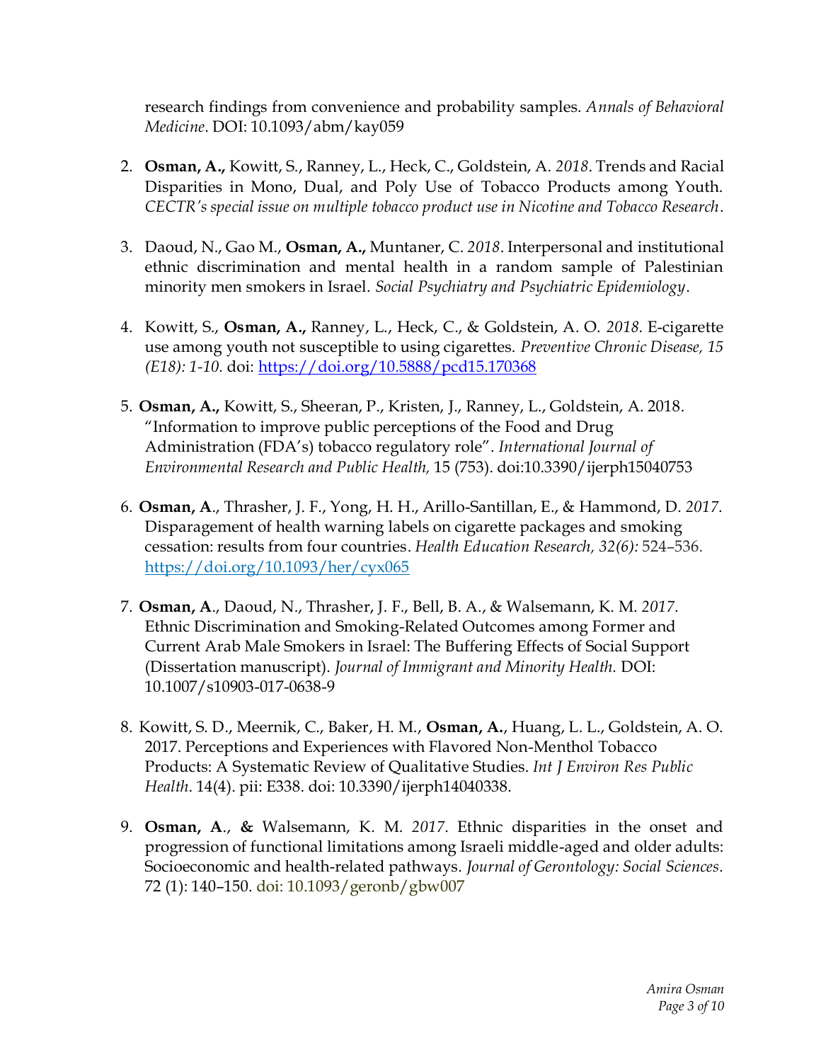research findings from convenience and probability samples. *Annals of Behavioral Medicine*. DOI: 10.1093/abm/kay059

2. **Osman, A.,** Kowitt, S., Ranney, L., Heck, C., Goldstein, A. *2018*. Trends and Racial Disparities in Mono, Dual, and Poly Use of Tobacco Products among Youth. *CECTR's special issue on multiple tobacco product use in Nicotine and Tobacco Research*.

3. Daoud, N., Gao M., **Osman, A.,** Muntaner, C. *2018*. Interpersonal and institutional ethnic discrimination and mental health in a random sample of Palestinian minority men smokers in Israel. *Social Psychiatry and Psychiatric Epidemiology*.

4. Kowitt, S., **Osman, A.,** Ranney, L., Heck, C., & Goldstein, A. O. *2018*. E-cigarette use among youth not susceptible to using cigarettes. *Preventive Chronic Disease, 15 (E18): 1-10.* doi: https://doi.org/10.5888/pcd15.170368

5. **Osman, A.,** Kowitt, S., Sheeran, P., Kristen, J., Ranney, L., Goldstein, A. 2018. "Information to improve public perceptions of the Food and Drug Administration (FDA's) tobacco regulatory role". *International Journal of Environmental Research and Public Health,* 15 (753). doi:10.3390/ijerph15040753

6. **Osman, A**., Thrasher, J. F., Yong, H. H., Arillo-Santillan, E., & Hammond, D. *2017*. Disparagement of health warning labels on cigarette packages and smoking cessation: results from four countries. *Health Education Research, 32(6):* 524–536. https://doi.org/10.1093/her/cyx065

7. **Osman, A**., Daoud, N., Thrasher, J. F., Bell, B. A., & Walsemann, K. M. *2017*. Ethnic Discrimination and Smoking-Related Outcomes among Former and Current Arab Male Smokers in Israel: The Buffering Effects of Social Support (Dissertation manuscript). *Journal of Immigrant and Minority Health.* DOI: 10.1007/s10903-017-0638-9

8. Kowitt, S. D., Meernik, C., Baker, H. M., **Osman, A.**, Huang, L. L., Goldstein, A. O. 2017. Perceptions and Experiences with Flavored Non-Menthol Tobacco Products: A Systematic Review of Qualitative Studies. *Int J Environ Res Public Health*. 14(4). pii: E338. doi: 10.3390/ijerph14040338.

9. **Osman, A**., **&** Walsemann, K. M. *2017*. Ethnic disparities in the onset and progression of functional limitations among Israeli middle-aged and older adults: Socioeconomic and health-related pathways. *Journal of Gerontology: Social Sciences*. 72 (1): 140–150. doi: 10.1093/geronb/gbw007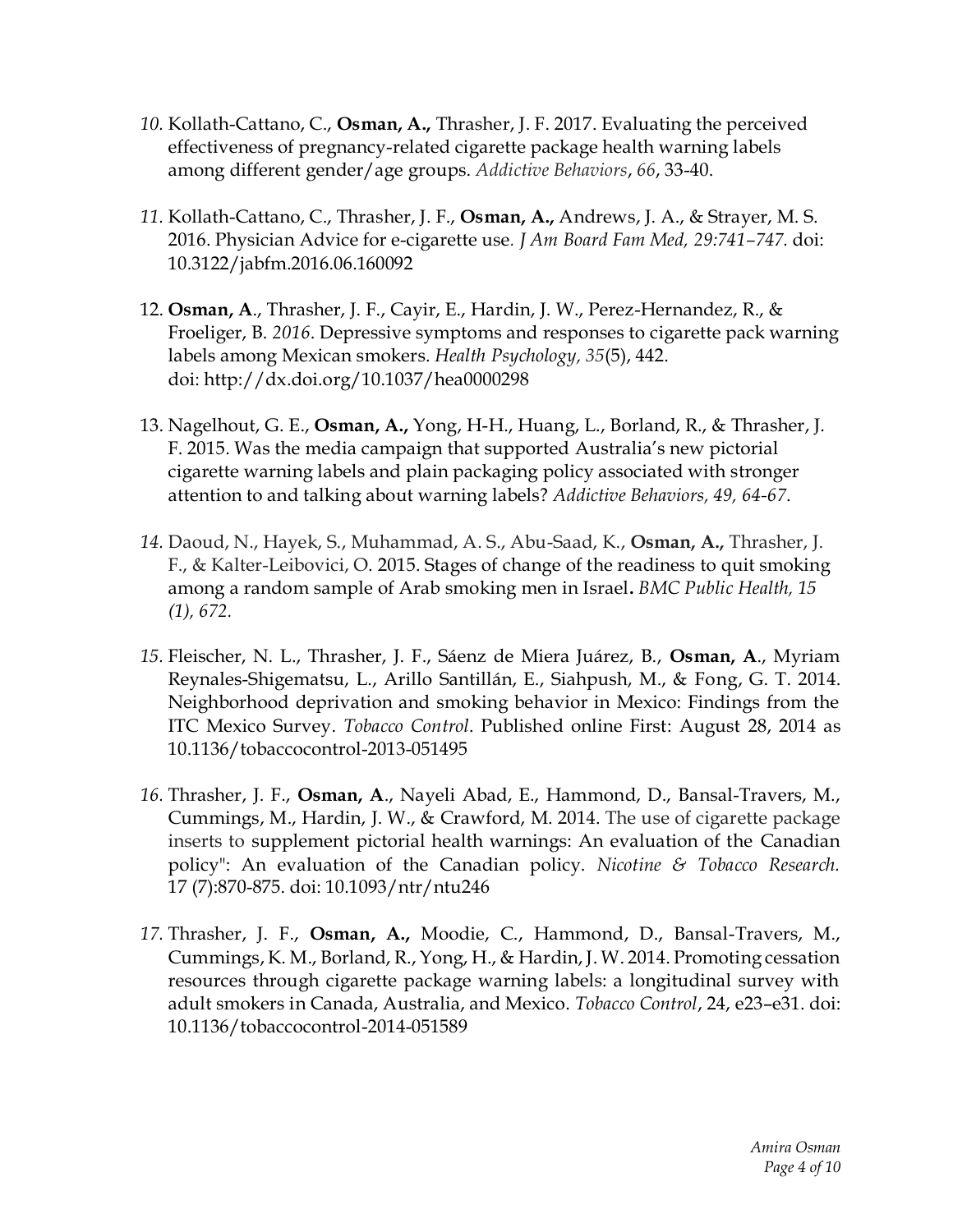*10.* Kollath-Cattano, C., **Osman, A.,** Thrasher, J. F. 2017. Evaluating the perceived effectiveness of pregnancy-related cigarette package health warning labels among different gender/age groups. *Addictive Behaviors*, *66*, 33-40.

*11.* Kollath-Cattano, C., Thrasher, J. F., **Osman, A.,** Andrews, J. A., & Strayer, M. S. 2016. Physician Advice for e-cigarette use. *J Am Board Fam Med, 29:741–747.* doi: 10.3122/jabfm.2016.06.160092

12. **Osman, A**., Thrasher, J. F., Cayir, E., Hardin, J. W., Perez-Hernandez, R., & Froeliger, B. *2016*. Depressive symptoms and responses to cigarette pack warning labels among Mexican smokers. *Health Psychology, 35*(5), 442. doi: http://dx.doi.org/10.1037/hea0000298

13. Nagelhout, G. E., **Osman, A.,** Yong, H-H., Huang, L., Borland, R., & Thrasher, J. F. 2015. Was the media campaign that supported Australia's new pictorial cigarette warning labels and plain packaging policy associated with stronger attention to and talking about warning labels? *Addictive Behaviors, 49, 64-67.*

*14.* Daoud, N., Hayek, S., Muhammad, A. S., Abu-Saad, K., **Osman, A.,** Thrasher, J. F., & Kalter-Leibovici, O. 2015. Stages of change of the readiness to quit smoking among a random sample of Arab smoking men in Israel**.** *BMC Public Health, 15 (1), 672.*

*15.* Fleischer, N. L., Thrasher, J. F., Sáenz de Miera Juárez, B., **Osman, A**., Myriam Reynales-Shigematsu, L., Arillo Santillán, E., Siahpush, M., & Fong, G. T. 2014. Neighborhood deprivation and smoking behavior in Mexico: Findings from the ITC Mexico Survey. *Tobacco Control*. Published online First: August 28, 2014 as 10.1136/tobaccocontrol-2013-051495

*16.* Thrasher, J. F., **Osman, A**., Nayeli Abad, E., Hammond, D., Bansal-Travers, M., Cummings, M., Hardin, J. W., & Crawford, M. 2014. The use of cigarette package inserts to supplement pictorial health warnings: An evaluation of the Canadian policy": An evaluation of the Canadian policy. *Nicotine & Tobacco Research.* 17 (7):870-875. doi: 10.1093/ntr/ntu246

*17.* Thrasher, J. F., **Osman, A.,** Moodie, C., Hammond, D., Bansal-Travers, M., Cummings, K. M., Borland, R., Yong, H., & Hardin, J. W. 2014. Promoting cessation resources through cigarette package warning labels: a longitudinal survey with adult smokers in Canada, Australia, and Mexico. *Tobacco Control*, 24, e23–e31. doi: 10.1136/tobaccocontrol-2014-051589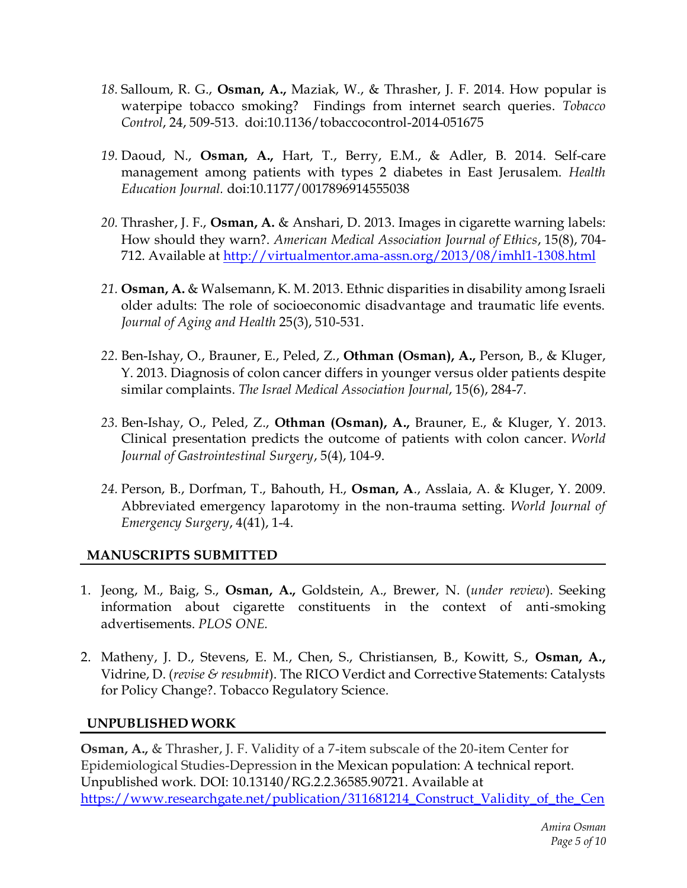18. Salloum, R. G., **Osman, A.,** Maziak, W., & Thrasher, J. F. 2014. How popular is waterpipe tobacco smoking? Findings from internet search queries. *Tobacco Control*, 24, 509-513. doi:10.1136/tobaccocontrol-2014-051675

19. Daoud, N., **Osman, A.,** Hart, T., Berry, E.M., & Adler, B. 2014. Self-care management among patients with types 2 diabetes in East Jerusalem. *Health Education Journal.* doi:10.1177/0017896914555038

20. Thrasher, J. F., **Osman, A.** & Anshari, D. 2013. Images in cigarette warning labels: How should they warn?. *American Medical Association Journal of Ethics*, 15(8), 704-712. Available at http://virtualmentor.ama-assn.org/2013/08/imhl1-1308.html

21. **Osman, A.** & Walsemann, K. M. 2013. Ethnic disparities in disability among Israeli older adults: The role of socioeconomic disadvantage and traumatic life events. *Journal of Aging and Health* 25(3), 510-531.

22. Ben-Ishay, O., Brauner, E., Peled, Z., **Othman (Osman), A.,** Person, B., & Kluger, Y. 2013. Diagnosis of colon cancer differs in younger versus older patients despite similar complaints. *The Israel Medical Association Journal*, 15(6), 284-7.

23. Ben-Ishay, O., Peled, Z., **Othman (Osman), A.,** Brauner, E., & Kluger, Y. 2013. Clinical presentation predicts the outcome of patients with colon cancer. *World Journal of Gastrointestinal Surgery*, 5(4), 104-9.

24. Person, B., Dorfman, T., Bahouth, H., **Osman, A**., Asslaia, A. & Kluger, Y. 2009. Abbreviated emergency laparotomy in the non-trauma setting. *World Journal of Emergency Surgery*, 4(41), 1-4.

## MANUSCRIPTS SUBMITTED

1. Jeong, M., Baig, S., **Osman, A.,** Goldstein, A., Brewer, N. (*under review*). Seeking information about cigarette constituents in the context of anti-smoking advertisements. *PLOS ONE.*

2. Matheny, J. D., Stevens, E. M., Chen, S., Christiansen, B., Kowitt, S., **Osman, A.,** Vidrine, D. (*revise & resubmit*). The RICO Verdict and Corrective Statements: Catalysts for Policy Change?. Tobacco Regulatory Science.

## UNPUBLISHED WORK

**Osman, A.,** & Thrasher, J. F. Validity of a 7-item subscale of the 20-item Center for Epidemiological Studies-Depression in the Mexican population: A technical report. Unpublished work. DOI: 10.13140/RG.2.2.36585.90721. Available at https://www.researchgate.net/publication/311681214_Construct_Validity_of_the_Cen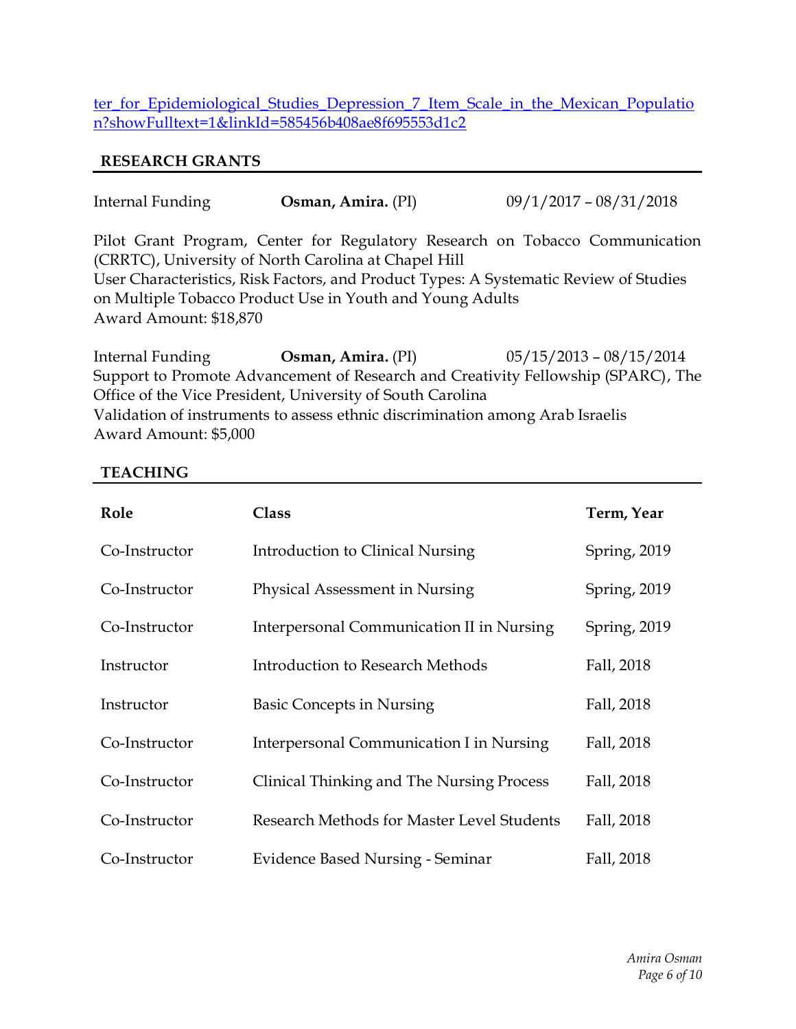ter_for_Epidemiological_Studies_Depression_7_Item_Scale_in_the_Mexican_Population?showFulltext=1&linkId=585456b408ae8f695553d1c2

## RESEARCH GRANTS

Internal Funding **Osman, Amira.** (PI) 09/1/2017 – 08/31/2018

Pilot Grant Program, Center for Regulatory Research on Tobacco Communication (CRRTC), University of North Carolina at Chapel Hill
User Characteristics, Risk Factors, and Product Types: A Systematic Review of Studies on Multiple Tobacco Product Use in Youth and Young Adults
Award Amount: $18,870

Internal Funding **Osman, Amira.** (PI) 05/15/2013 – 08/15/2014
Support to Promote Advancement of Research and Creativity Fellowship (SPARC), The Office of the Vice President, University of South Carolina
Validation of instruments to assess ethnic discrimination among Arab Israelis
Award Amount: $5,000

## TEACHING

| **Role** | **Class** | **Term, Year** |
|---|---|---|
| Co-Instructor | Introduction to Clinical Nursing | Spring, 2019 |
| Co-Instructor | Physical Assessment in Nursing | Spring, 2019 |
| Co-Instructor | Interpersonal Communication II in Nursing | Spring, 2019 |
| Instructor | Introduction to Research Methods | Fall, 2018 |
| Instructor | Basic Concepts in Nursing | Fall, 2018 |
| Co-Instructor | Interpersonal Communication I in Nursing | Fall, 2018 |
| Co-Instructor | Clinical Thinking and The Nursing Process | Fall, 2018 |
| Co-Instructor | Research Methods for Master Level Students | Fall, 2018 |
| Co-Instructor | Evidence Based Nursing - Seminar | Fall, 2018 |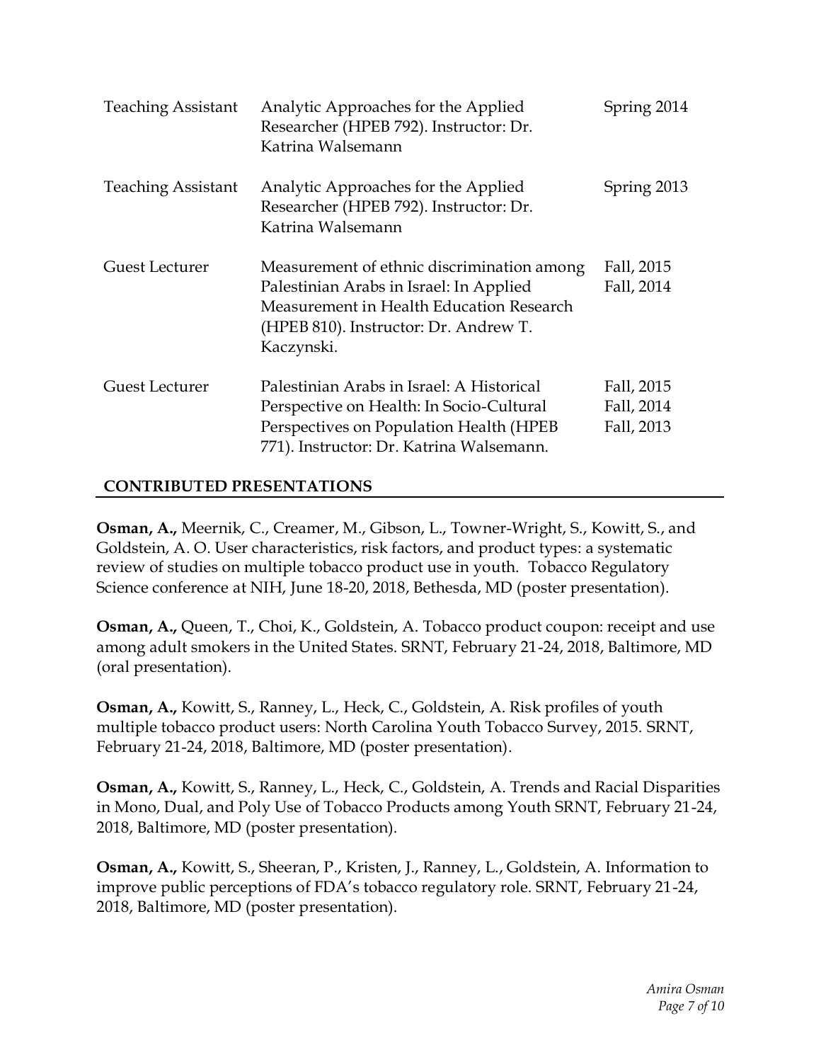| | | |
|---|---|---|
| Teaching Assistant | Analytic Approaches for the Applied Researcher (HPEB 792). Instructor: Dr. Katrina Walsemann | Spring 2014 |
| Teaching Assistant | Analytic Approaches for the Applied Researcher (HPEB 792). Instructor: Dr. Katrina Walsemann | Spring 2013 |
| Guest Lecturer | Measurement of ethnic discrimination among Palestinian Arabs in Israel: In Applied Measurement in Health Education Research (HPEB 810). Instructor: Dr. Andrew T. Kaczynski. | Fall, 2015<br>Fall, 2014 |
| Guest Lecturer | Palestinian Arabs in Israel: A Historical Perspective on Health: In Socio-Cultural Perspectives on Population Health (HPEB 771). Instructor: Dr. Katrina Walsemann. | Fall, 2015<br>Fall, 2014<br>Fall, 2013 |

## CONTRIBUTED PRESENTATIONS

**Osman, A.,** Meernik, C., Creamer, M., Gibson, L., Towner-Wright, S., Kowitt, S., and Goldstein, A. O. User characteristics, risk factors, and product types: a systematic review of studies on multiple tobacco product use in youth. Tobacco Regulatory Science conference at NIH, June 18-20, 2018, Bethesda, MD (poster presentation).

**Osman, A.,** Queen, T., Choi, K., Goldstein, A. Tobacco product coupon: receipt and use among adult smokers in the United States. SRNT, February 21-24, 2018, Baltimore, MD (oral presentation).

**Osman, A.,** Kowitt, S., Ranney, L., Heck, C., Goldstein, A. Risk profiles of youth multiple tobacco product users: North Carolina Youth Tobacco Survey, 2015. SRNT, February 21-24, 2018, Baltimore, MD (poster presentation).

**Osman, A.,** Kowitt, S., Ranney, L., Heck, C., Goldstein, A. Trends and Racial Disparities in Mono, Dual, and Poly Use of Tobacco Products among Youth SRNT, February 21-24, 2018, Baltimore, MD (poster presentation).

**Osman, A.,** Kowitt, S., Sheeran, P., Kristen, J., Ranney, L., Goldstein, A. Information to improve public perceptions of FDA's tobacco regulatory role. SRNT, February 21-24, 2018, Baltimore, MD (poster presentation).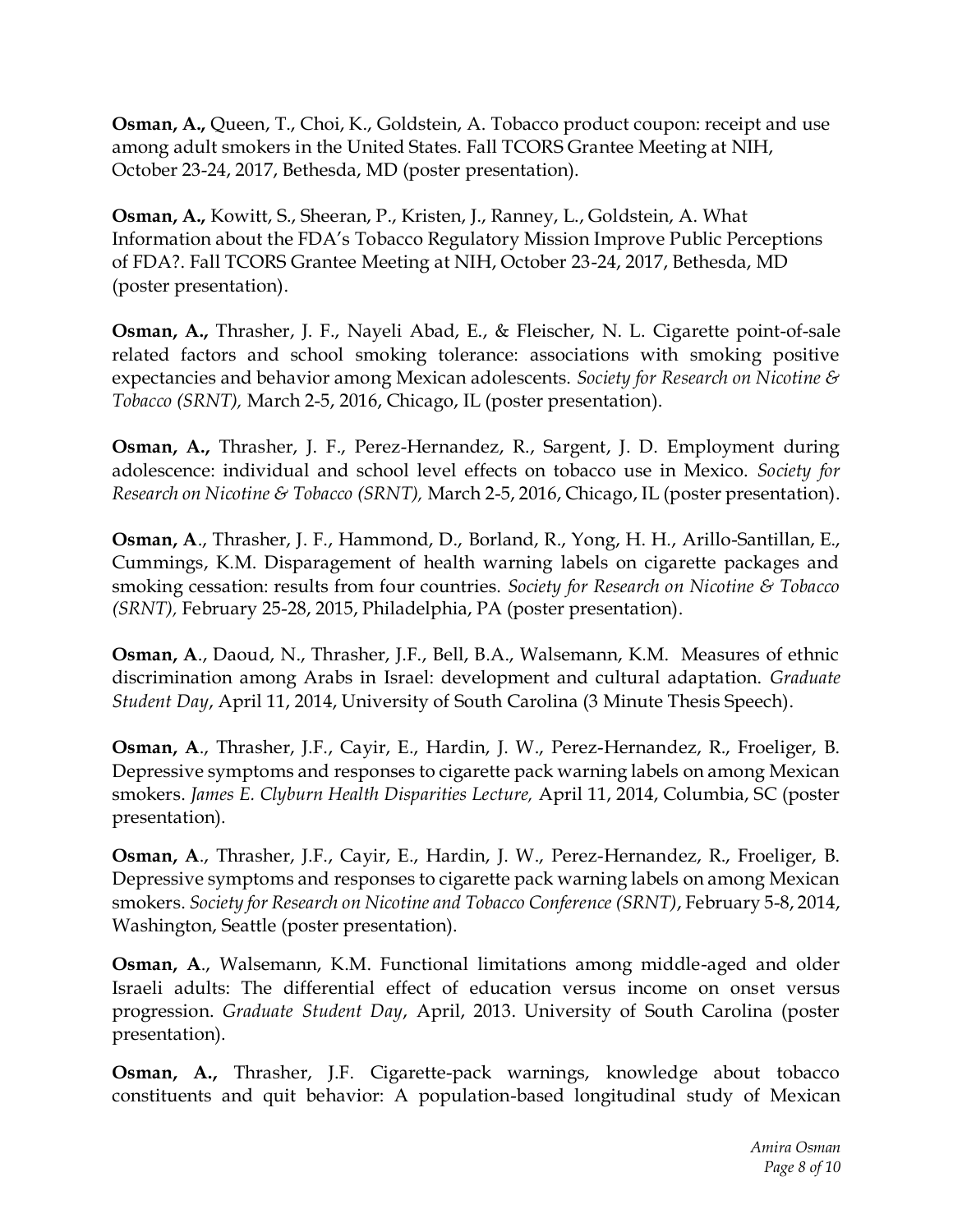**Osman, A.,** Queen, T., Choi, K., Goldstein, A. Tobacco product coupon: receipt and use among adult smokers in the United States. Fall TCORS Grantee Meeting at NIH, October 23-24, 2017, Bethesda, MD (poster presentation).

**Osman, A.,** Kowitt, S., Sheeran, P., Kristen, J., Ranney, L., Goldstein, A. What Information about the FDA's Tobacco Regulatory Mission Improve Public Perceptions of FDA?. Fall TCORS Grantee Meeting at NIH, October 23-24, 2017, Bethesda, MD (poster presentation).

**Osman, A.,** Thrasher, J. F., Nayeli Abad, E., & Fleischer, N. L. Cigarette point-of-sale related factors and school smoking tolerance: associations with smoking positive expectancies and behavior among Mexican adolescents. *Society for Research on Nicotine & Tobacco (SRNT),* March 2-5, 2016, Chicago, IL (poster presentation).

**Osman, A.,** Thrasher, J. F., Perez-Hernandez, R., Sargent, J. D. Employment during adolescence: individual and school level effects on tobacco use in Mexico. *Society for Research on Nicotine & Tobacco (SRNT),* March 2-5, 2016, Chicago, IL (poster presentation).

**Osman, A**., Thrasher, J. F., Hammond, D., Borland, R., Yong, H. H., Arillo-Santillan, E., Cummings, K.M. Disparagement of health warning labels on cigarette packages and smoking cessation: results from four countries. *Society for Research on Nicotine & Tobacco (SRNT),* February 25-28, 2015, Philadelphia, PA (poster presentation).

**Osman, A**., Daoud, N., Thrasher, J.F., Bell, B.A., Walsemann, K.M. Measures of ethnic discrimination among Arabs in Israel: development and cultural adaptation. *Graduate Student Day*, April 11, 2014, University of South Carolina (3 Minute Thesis Speech).

**Osman, A**., Thrasher, J.F., Cayir, E., Hardin, J. W., Perez-Hernandez, R., Froeliger, B. Depressive symptoms and responses to cigarette pack warning labels on among Mexican smokers. *James E. Clyburn Health Disparities Lecture,* April 11, 2014, Columbia, SC (poster presentation).

**Osman, A**., Thrasher, J.F., Cayir, E., Hardin, J. W., Perez-Hernandez, R., Froeliger, B. Depressive symptoms and responses to cigarette pack warning labels on among Mexican smokers. *Society for Research on Nicotine and Tobacco Conference (SRNT)*, February 5-8, 2014, Washington, Seattle (poster presentation).

**Osman, A**., Walsemann, K.M. Functional limitations among middle-aged and older Israeli adults: The differential effect of education versus income on onset versus progression. *Graduate Student Day*, April, 2013. University of South Carolina (poster presentation).

**Osman, A.,** Thrasher, J.F. Cigarette-pack warnings, knowledge about tobacco constituents and quit behavior: A population-based longitudinal study of Mexican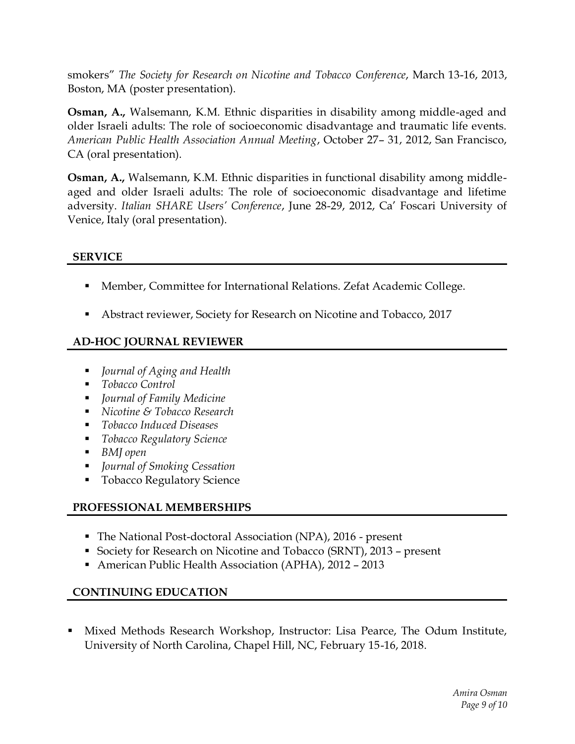smokers" *The Society for Research on Nicotine and Tobacco Conference*, March 13-16, 2013, Boston, MA (poster presentation).

**Osman, A.,** Walsemann, K.M. Ethnic disparities in disability among middle-aged and older Israeli adults: The role of socioeconomic disadvantage and traumatic life events. *American Public Health Association Annual Meeting*, October 27– 31, 2012, San Francisco, CA (oral presentation).

**Osman, A.,** Walsemann, K.M. Ethnic disparities in functional disability among middle-aged and older Israeli adults: The role of socioeconomic disadvantage and lifetime adversity. *Italian SHARE Users' Conference*, June 28-29, 2012, Ca' Foscari University of Venice, Italy (oral presentation).

## SERVICE

- Member, Committee for International Relations. Zefat Academic College.
- Abstract reviewer, Society for Research on Nicotine and Tobacco, 2017

## AD-HOC JOURNAL REVIEWER

- *Journal of Aging and Health*
- *Tobacco Control*
- *Journal of Family Medicine*
- *Nicotine & Tobacco Research*
- *Tobacco Induced Diseases*
- *Tobacco Regulatory Science*
- *BMJ open*
- *Journal of Smoking Cessation*
- Tobacco Regulatory Science

## PROFESSIONAL MEMBERSHIPS

- The National Post-doctoral Association (NPA), 2016 - present
- Society for Research on Nicotine and Tobacco (SRNT), 2013 – present
- American Public Health Association (APHA), 2012 – 2013

## CONTINUING EDUCATION

- Mixed Methods Research Workshop, Instructor: Lisa Pearce, The Odum Institute, University of North Carolina, Chapel Hill, NC, February 15-16, 2018.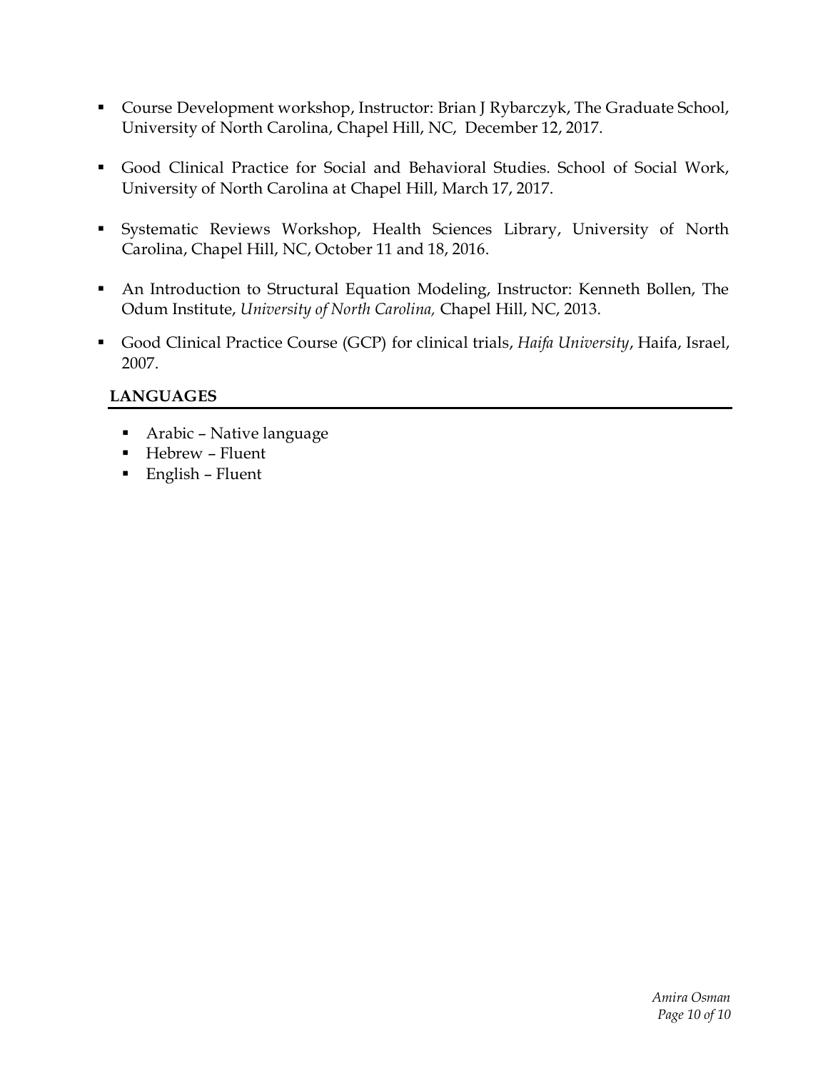- Course Development workshop, Instructor: Brian J Rybarczyk, The Graduate School, University of North Carolina, Chapel Hill, NC, December 12, 2017.

- Good Clinical Practice for Social and Behavioral Studies. School of Social Work, University of North Carolina at Chapel Hill, March 17, 2017.

- Systematic Reviews Workshop, Health Sciences Library, University of North Carolina, Chapel Hill, NC, October 11 and 18, 2016.

- An Introduction to Structural Equation Modeling, Instructor: Kenneth Bollen, The Odum Institute, *University of North Carolina,* Chapel Hill, NC, 2013.

- Good Clinical Practice Course (GCP) for clinical trials, *Haifa University*, Haifa, Israel, 2007.

## LANGUAGES

- Arabic – Native language
- Hebrew – Fluent
- English – Fluent